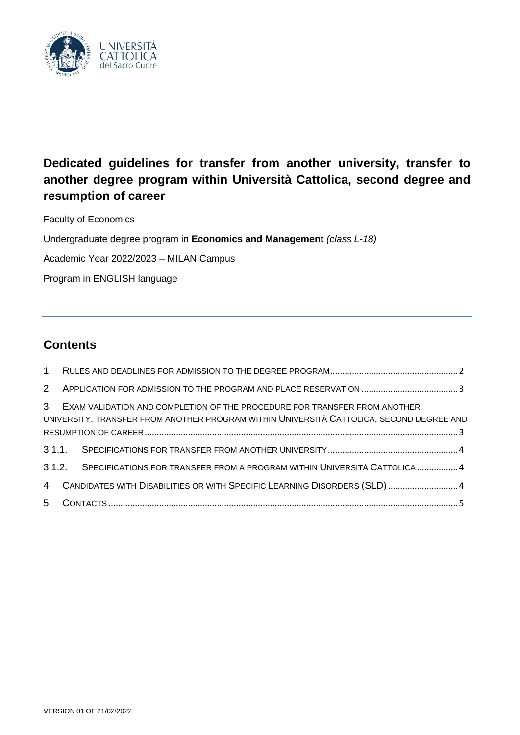# Dedicated guidelines for transfer from another university, transfer to another degree program within Università Cattolica, second degree and resumption of career

Faculty of Economics

Undergraduate degree program in **Economics and Management** *(class L-18)*

Academic Year 2022/2023 – MILAN Campus

Program in ENGLISH language

## Contents

1. RULES AND DEADLINES FOR ADMISSION TO THE DEGREE PROGRAM ..... 2
2. APPLICATION FOR ADMISSION TO THE PROGRAM AND PLACE RESERVATION ..... 3
3. EXAM VALIDATION AND COMPLETION OF THE PROCEDURE FOR TRANSFER FROM ANOTHER UNIVERSITY, TRANSFER FROM ANOTHER PROGRAM WITHIN UNIVERSITÀ CATTOLICA, SECOND DEGREE AND RESUMPTION OF CAREER ..... 3
   - 3.1.1. SPECIFICATIONS FOR TRANSFER FROM ANOTHER UNIVERSITY ..... 4
   - 3.1.2. SPECIFICATIONS FOR TRANSFER FROM A PROGRAM WITHIN UNIVERSITÀ CATTOLICA ..... 4
4. CANDIDATES WITH DISABILITIES OR WITH SPECIFIC LEARNING DISORDERS (SLD) ..... 4
5. CONTACTS ..... 5

VERSION 01 OF 21/02/2022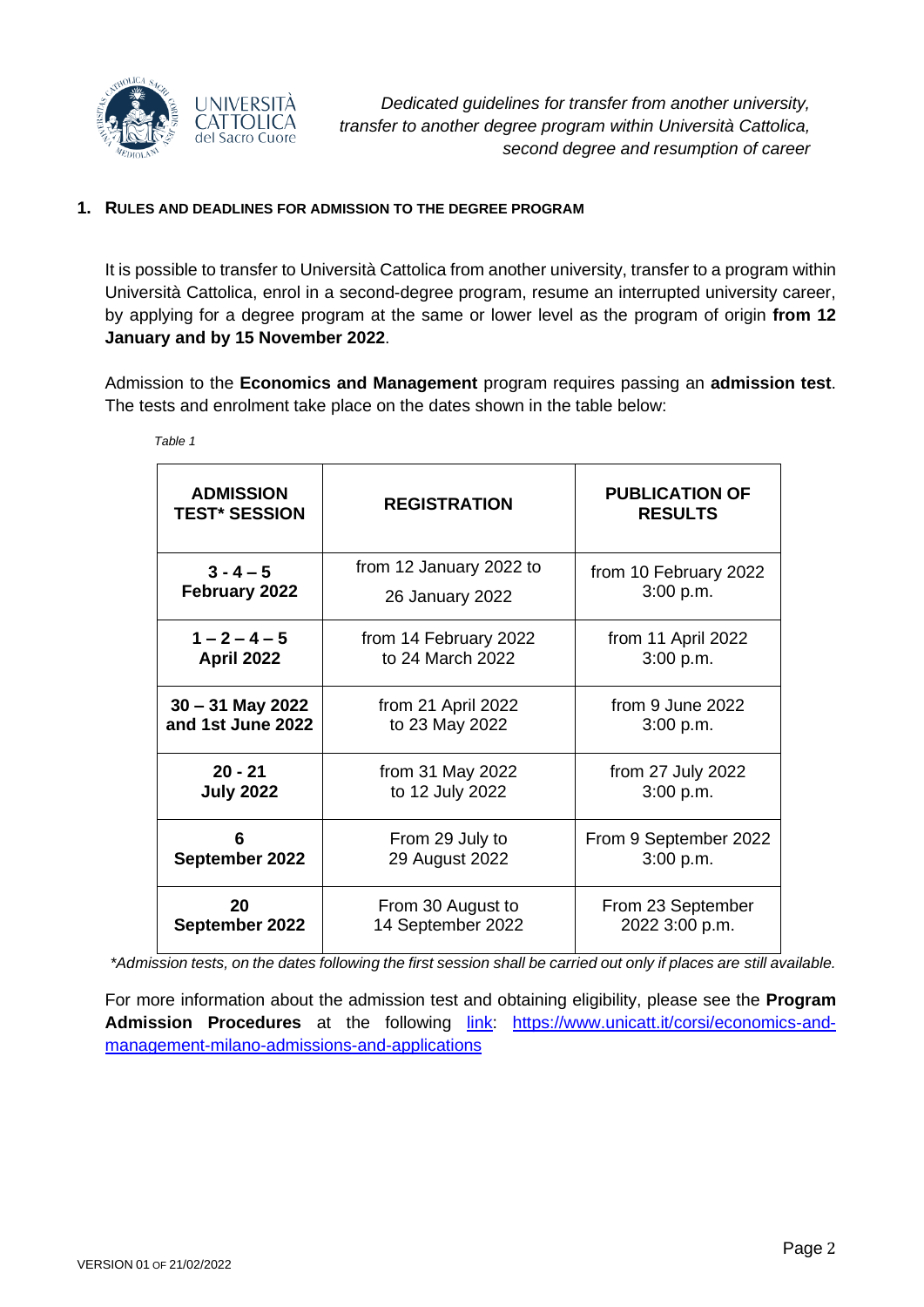## 1. RULES AND DEADLINES FOR ADMISSION TO THE DEGREE PROGRAM

It is possible to transfer to Università Cattolica from another university, transfer to a program within Università Cattolica, enrol in a second-degree program, resume an interrupted university career, by applying for a degree program at the same or lower level as the program of origin **from 12 January and by 15 November 2022**.

Admission to the **Economics and Management** program requires passing an **admission test**. The tests and enrolment take place on the dates shown in the table below:

*Table 1*

| ADMISSION TEST* SESSION | REGISTRATION | PUBLICATION OF RESULTS |
|---|---|---|
| **3 - 4 – 5 February 2022** | from 12 January 2022 to 26 January 2022 | from 10 February 2022 3:00 p.m. |
| **1 – 2 – 4 – 5 April 2022** | from 14 February 2022 to 24 March 2022 | from 11 April 2022 3:00 p.m. |
| **30 – 31 May 2022 and 1st June 2022** | from 21 April 2022 to 23 May 2022 | from 9 June 2022 3:00 p.m. |
| **20 - 21 July 2022** | from 31 May 2022 to 12 July 2022 | from 27 July 2022 3:00 p.m. |
| **6 September 2022** | From 29 July to 29 August 2022 | From 9 September 2022 3:00 p.m. |
| **20 September 2022** | From 30 August to 14 September 2022 | From 23 September 2022 3:00 p.m. |

*\*Admission tests, on the dates following the first session shall be carried out only if places are still available.*

For more information about the admission test and obtaining eligibility, please see the **Program Admission Procedures** at the following link: https://www.unicatt.it/corsi/economics-and-management-milano-admissions-and-applications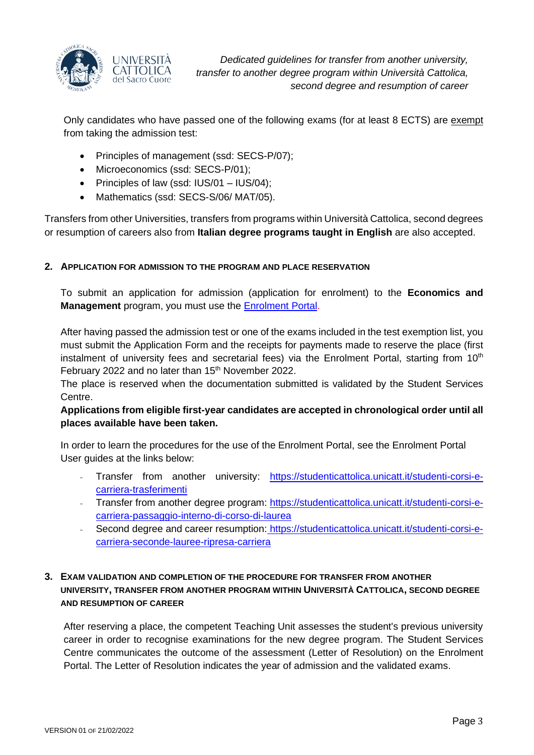Only candidates who have passed one of the following exams (for at least 8 ECTS) are exempt from taking the admission test:

- Principles of management (ssd: SECS-P/07);
- Microeconomics (ssd: SECS-P/01);
- Principles of law (ssd: IUS/01 – IUS/04);
- Mathematics (ssd: SECS-S/06/ MAT/05).

Transfers from other Universities, transfers from programs within Università Cattolica, second degrees or resumption of careers also from **Italian degree programs taught in English** are also accepted.

## 2. APPLICATION FOR ADMISSION TO THE PROGRAM AND PLACE RESERVATION

To submit an application for admission (application for enrolment) to the **Economics and Management** program, you must use the Enrolment Portal.

After having passed the admission test or one of the exams included in the test exemption list, you must submit the Application Form and the receipts for payments made to reserve the place (first instalment of university fees and secretarial fees) via the Enrolment Portal, starting from 10th February 2022 and no later than 15th November 2022.

The place is reserved when the documentation submitted is validated by the Student Services Centre.

**Applications from eligible first-year candidates are accepted in chronological order until all places available have been taken.**

In order to learn the procedures for the use of the Enrolment Portal, see the Enrolment Portal User guides at the links below:

- Transfer from another university: https://studenticattolica.unicatt.it/studenti-corsi-e-carriera-trasferimenti
- Transfer from another degree program: https://studenticattolica.unicatt.it/studenti-corsi-e-carriera-passaggio-interno-di-corso-di-laurea
- Second degree and career resumption: https://studenticattolica.unicatt.it/studenti-corsi-e-carriera-seconde-lauree-ripresa-carriera

## 3. EXAM VALIDATION AND COMPLETION OF THE PROCEDURE FOR TRANSFER FROM ANOTHER UNIVERSITY, TRANSFER FROM ANOTHER PROGRAM WITHIN UNIVERSITÀ CATTOLICA, SECOND DEGREE AND RESUMPTION OF CAREER

After reserving a place, the competent Teaching Unit assesses the student's previous university career in order to recognise examinations for the new degree program. The Student Services Centre communicates the outcome of the assessment (Letter of Resolution) on the Enrolment Portal. The Letter of Resolution indicates the year of admission and the validated exams.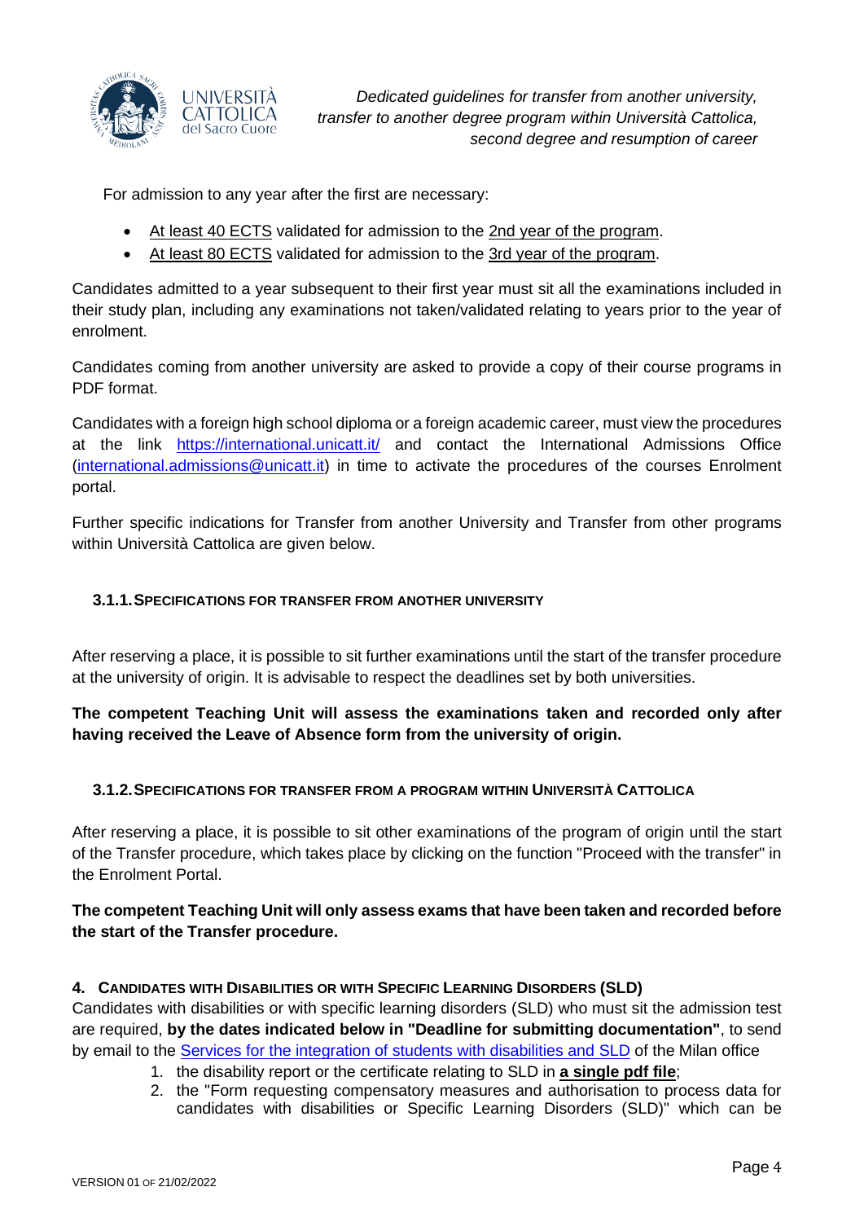For admission to any year after the first are necessary:

- At least 40 ECTS validated for admission to the 2nd year of the program.
- At least 80 ECTS validated for admission to the 3rd year of the program.

Candidates admitted to a year subsequent to their first year must sit all the examinations included in their study plan, including any examinations not taken/validated relating to years prior to the year of enrolment.

Candidates coming from another university are asked to provide a copy of their course programs in PDF format.

Candidates with a foreign high school diploma or a foreign academic career, must view the procedures at the link https://international.unicatt.it/ and contact the International Admissions Office (international.admissions@unicatt.it) in time to activate the procedures of the courses Enrolment portal.

Further specific indications for Transfer from another University and Transfer from other programs within Università Cattolica are given below.

### 3.1.1. Specifications for transfer from another university

After reserving a place, it is possible to sit further examinations until the start of the transfer procedure at the university of origin. It is advisable to respect the deadlines set by both universities.

**The competent Teaching Unit will assess the examinations taken and recorded only after having received the Leave of Absence form from the university of origin.**

### 3.1.2. Specifications for transfer from a program within Università Cattolica

After reserving a place, it is possible to sit other examinations of the program of origin until the start of the Transfer procedure, which takes place by clicking on the function "Proceed with the transfer" in the Enrolment Portal.

**The competent Teaching Unit will only assess exams that have been taken and recorded before the start of the Transfer procedure.**

## 4. Candidates with Disabilities or with Specific Learning Disorders (SLD)

Candidates with disabilities or with specific learning disorders (SLD) who must sit the admission test are required, **by the dates indicated below in "Deadline for submitting documentation"**, to send by email to the Services for the integration of students with disabilities and SLD of the Milan office

1. the disability report or the certificate relating to SLD in **a single pdf file**;
2. the "Form requesting compensatory measures and authorisation to process data for candidates with disabilities or Specific Learning Disorders (SLD)" which can be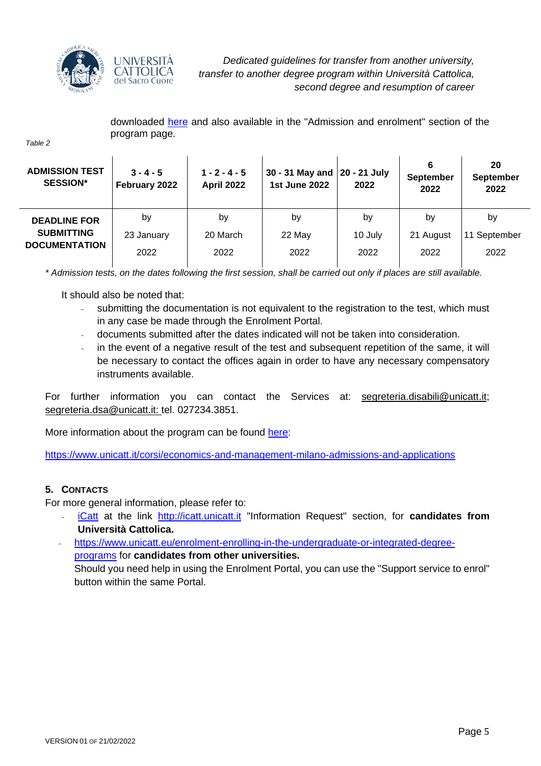downloaded [here](#) and also available in the "Admission and enrolment" section of the program page.

*Table 2*

| ADMISSION TEST SESSION* | 3 - 4 - 5 February 2022 | 1 - 2 - 4 - 5 April 2022 | 30 - 31 May and 1st June 2022 | 20 - 21 July 2022 | 6 September 2022 | 20 September 2022 |
|---|---|---|---|---|---|---|
| **DEADLINE FOR SUBMITTING DOCUMENTATION** | by 23 January 2022 | by 20 March 2022 | by 22 May 2022 | by 10 July 2022 | by 21 August 2022 | by 11 September 2022 |

*\* Admission tests, on the dates following the first session, shall be carried out only if places are still available.*

It should also be noted that:

- submitting the documentation is not equivalent to the registration to the test, which must in any case be made through the Enrolment Portal.
- documents submitted after the dates indicated will not be taken into consideration.
- in the event of a negative result of the test and subsequent repetition of the same, it will be necessary to contact the offices again in order to have any necessary compensatory instruments available.

For further information you can contact the Services at: segreteria.disabili@unicatt.it; segreteria.dsa@unicatt.it: tel. 027234.3851.

More information about the program can be found [here](https://www.unicatt.it/corsi/economics-and-management-milano-admissions-and-applications):

https://www.unicatt.it/corsi/economics-and-management-milano-admissions-and-applications

## 5. Contacts

For more general information, please refer to:

- [iCatt](http://icatt.unicatt.it) at the link http://icatt.unicatt.it "Information Request" section, for **candidates from Università Cattolica.**
- https://www.unicatt.eu/enrolment-enrolling-in-the-undergraduate-or-integrated-degree-programs for **candidates from other universities.**
  Should you need help in using the Enrolment Portal, you can use the "Support service to enrol" button within the same Portal.